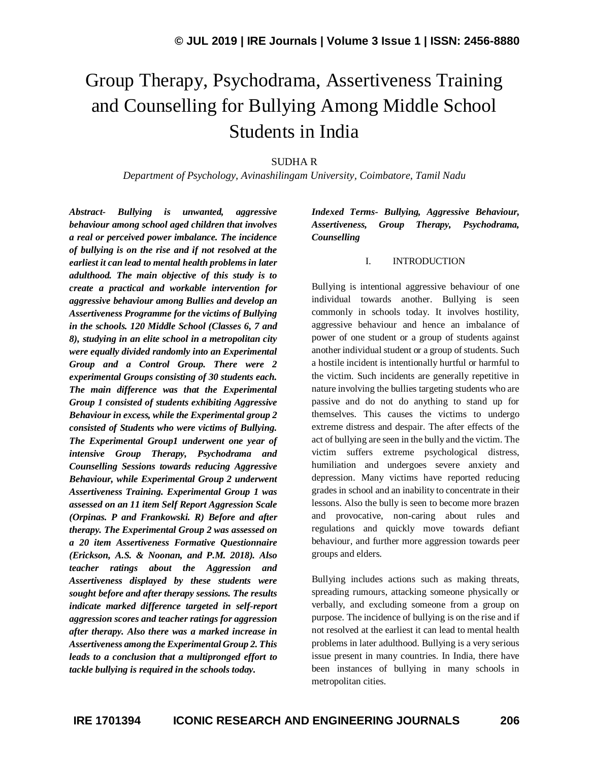# Group Therapy, Psychodrama, Assertiveness Training and Counselling for Bullying Among Middle School Students in India

SUDHA R

*Department of Psychology, Avinashilingam University, Coimbatore, Tamil Nadu*

***Abstract- Bullying is unwanted, aggressive behaviour among school aged children that involves a real or perceived power imbalance. The incidence of bullying is on the rise and if not resolved at the earliest it can lead to mental health problems in later adulthood. The main objective of this study is to create a practical and workable intervention for aggressive behaviour among Bullies and develop an Assertiveness Programme for the victims of Bullying in the schools. 120 Middle School (Classes 6, 7 and 8), studying in an elite school in a metropolitan city were equally divided randomly into an Experimental Group and a Control Group. There were 2 experimental Groups consisting of 30 students each. The main difference was that the Experimental Group 1 consisted of students exhibiting Aggressive Behaviour in excess, while the Experimental group 2 consisted of Students who were victims of Bullying. The Experimental Group1 underwent one year of intensive Group Therapy, Psychodrama and Counselling Sessions towards reducing Aggressive Behaviour, while Experimental Group 2 underwent Assertiveness Training. Experimental Group 1 was assessed on an 11 item Self Report Aggression Scale (Orpinas. P and Frankowski. R) Before and after therapy. The Experimental Group 2 was assessed on a 20 item Assertiveness Formative Questionnaire (Erickson, A.S. & Noonan, and P.M. 2018). Also teacher ratings about the Aggression and Assertiveness displayed by these students were sought before and after therapy sessions. The results indicate marked difference targeted in self-report aggression scores and teacher ratings for aggression after therapy. Also there was a marked increase in Assertiveness among the Experimental Group 2. This leads to a conclusion that a multipronged effort to tackle bullying is required in the schools today.***

***Indexed Terms- Bullying, Aggressive Behaviour, Assertiveness, Group Therapy, Psychodrama, Counselling***

## I. INTRODUCTION

Bullying is intentional aggressive behaviour of one individual towards another. Bullying is seen commonly in schools today. It involves hostility, aggressive behaviour and hence an imbalance of power of one student or a group of students against another individual student or a group of students. Such a hostile incident is intentionally hurtful or harmful to the victim. Such incidents are generally repetitive in nature involving the bullies targeting students who are passive and do not do anything to stand up for themselves. This causes the victims to undergo extreme distress and despair. The after effects of the act of bullying are seen in the bully and the victim. The victim suffers extreme psychological distress, humiliation and undergoes severe anxiety and depression. Many victims have reported reducing grades in school and an inability to concentrate in their lessons. Also the bully is seen to become more brazen and provocative, non-caring about rules and regulations and quickly move towards defiant behaviour, and further more aggression towards peer groups and elders.

Bullying includes actions such as making threats, spreading rumours, attacking someone physically or verbally, and excluding someone from a group on purpose. The incidence of bullying is on the rise and if not resolved at the earliest it can lead to mental health problems in later adulthood. Bullying is a very serious issue present in many countries. In India, there have been instances of bullying in many schools in metropolitan cities.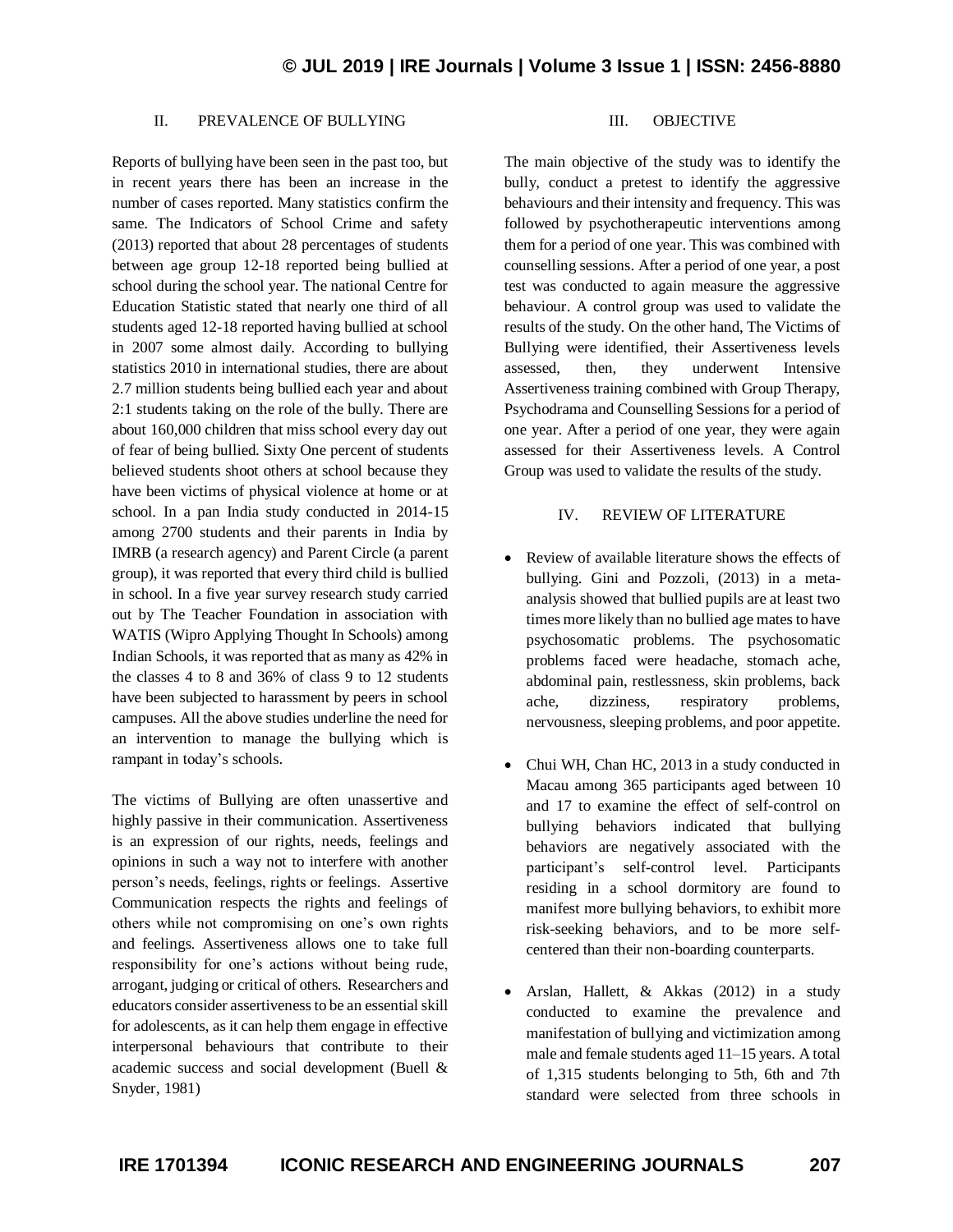## II. PREVALENCE OF BULLYING

Reports of bullying have been seen in the past too, but in recent years there has been an increase in the number of cases reported. Many statistics confirm the same. The Indicators of School Crime and safety (2013) reported that about 28 percentages of students between age group 12-18 reported being bullied at school during the school year. The national Centre for Education Statistic stated that nearly one third of all students aged 12-18 reported having bullied at school in 2007 some almost daily. According to bullying statistics 2010 in international studies, there are about 2.7 million students being bullied each year and about 2:1 students taking on the role of the bully. There are about 160,000 children that miss school every day out of fear of being bullied. Sixty One percent of students believed students shoot others at school because they have been victims of physical violence at home or at school. In a pan India study conducted in 2014-15 among 2700 students and their parents in India by IMRB (a research agency) and Parent Circle (a parent group), it was reported that every third child is bullied in school. In a five year survey research study carried out by The Teacher Foundation in association with WATIS (Wipro Applying Thought In Schools) among Indian Schools, it was reported that as many as 42% in the classes 4 to 8 and 36% of class 9 to 12 students have been subjected to harassment by peers in school campuses. All the above studies underline the need for an intervention to manage the bullying which is rampant in today's schools.

The victims of Bullying are often unassertive and highly passive in their communication. Assertiveness is an expression of our rights, needs, feelings and opinions in such a way not to interfere with another person's needs, feelings, rights or feelings. Assertive Communication respects the rights and feelings of others while not compromising on one's own rights and feelings. Assertiveness allows one to take full responsibility for one's actions without being rude, arrogant, judging or critical of others. Researchers and educators consider assertiveness to be an essential skill for adolescents, as it can help them engage in effective interpersonal behaviours that contribute to their academic success and social development (Buell & Snyder, 1981)

## III. OBJECTIVE

The main objective of the study was to identify the bully, conduct a pretest to identify the aggressive behaviours and their intensity and frequency. This was followed by psychotherapeutic interventions among them for a period of one year. This was combined with counselling sessions. After a period of one year, a post test was conducted to again measure the aggressive behaviour. A control group was used to validate the results of the study. On the other hand, The Victims of Bullying were identified, their Assertiveness levels assessed, then, they underwent Intensive Assertiveness training combined with Group Therapy, Psychodrama and Counselling Sessions for a period of one year. After a period of one year, they were again assessed for their Assertiveness levels. A Control Group was used to validate the results of the study.

## IV. REVIEW OF LITERATURE

- Review of available literature shows the effects of bullying. Gini and Pozzoli, (2013) in a meta-analysis showed that bullied pupils are at least two times more likely than no bullied age mates to have psychosomatic problems. The psychosomatic problems faced were headache, stomach ache, abdominal pain, restlessness, skin problems, back ache, dizziness, respiratory problems, nervousness, sleeping problems, and poor appetite.

- Chui WH, Chan HC, 2013 in a study conducted in Macau among 365 participants aged between 10 and 17 to examine the effect of self-control on bullying behaviors indicated that bullying behaviors are negatively associated with the participant's self-control level. Participants residing in a school dormitory are found to manifest more bullying behaviors, to exhibit more risk-seeking behaviors, and to be more self-centered than their non-boarding counterparts.

- Arslan, Hallett, & Akkas (2012) in a study conducted to examine the prevalence and manifestation of bullying and victimization among male and female students aged 11–15 years. A total of 1,315 students belonging to 5th, 6th and 7th standard were selected from three schools in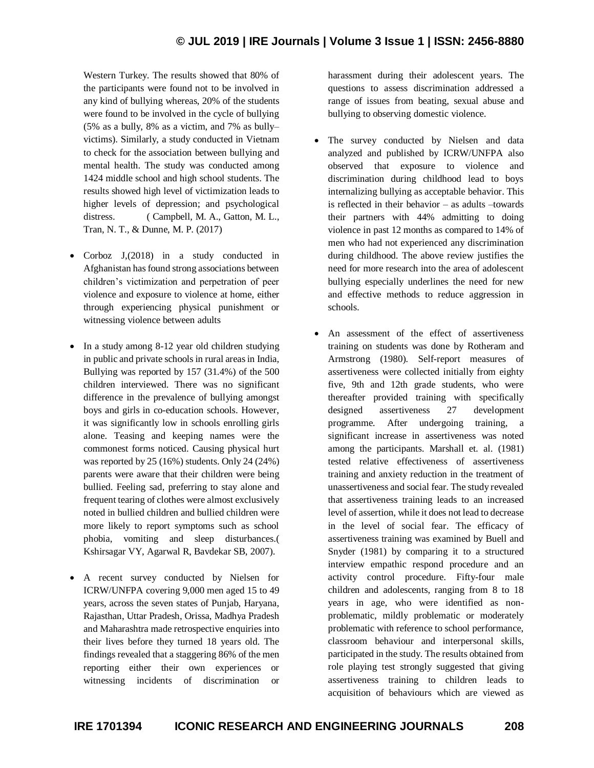Western Turkey. The results showed that 80% of the participants were found not to be involved in any kind of bullying whereas, 20% of the students were found to be involved in the cycle of bullying (5% as a bully, 8% as a victim, and 7% as bully–victims). Similarly, a study conducted in Vietnam to check for the association between bullying and mental health. The study was conducted among 1424 middle school and high school students. The results showed high level of victimization leads to higher levels of depression; and psychological distress. ( Campbell, M. A., Gatton, M. L., Tran, N. T., & Dunne, M. P. (2017)

- Corboz J,(2018) in a study conducted in Afghanistan has found strong associations between children's victimization and perpetration of peer violence and exposure to violence at home, either through experiencing physical punishment or witnessing violence between adults

- In a study among 8-12 year old children studying in public and private schools in rural areas in India, Bullying was reported by 157 (31.4%) of the 500 children interviewed. There was no significant difference in the prevalence of bullying amongst boys and girls in co-education schools. However, it was significantly low in schools enrolling girls alone. Teasing and keeping names were the commonest forms noticed. Causing physical hurt was reported by 25 (16%) students. Only 24 (24%) parents were aware that their children were being bullied. Feeling sad, preferring to stay alone and frequent tearing of clothes were almost exclusively noted in bullied children and bullied children were more likely to report symptoms such as school phobia, vomiting and sleep disturbances.( Kshirsagar VY, Agarwal R, Bavdekar SB, 2007).

- A recent survey conducted by Nielsen for ICRW/UNFPA covering 9,000 men aged 15 to 49 years, across the seven states of Punjab, Haryana, Rajasthan, Uttar Pradesh, Orissa, Madhya Pradesh and Maharashtra made retrospective enquiries into their lives before they turned 18 years old. The findings revealed that a staggering 86% of the men reporting either their own experiences or witnessing incidents of discrimination or harassment during their adolescent years. The questions to assess discrimination addressed a range of issues from beating, sexual abuse and bullying to observing domestic violence.

- The survey conducted by Nielsen and data analyzed and published by ICRW/UNFPA also observed that exposure to violence and discrimination during childhood lead to boys internalizing bullying as acceptable behavior. This is reflected in their behavior – as adults –towards their partners with 44% admitting to doing violence in past 12 months as compared to 14% of men who had not experienced any discrimination during childhood. The above review justifies the need for more research into the area of adolescent bullying especially underlines the need for new and effective methods to reduce aggression in schools.

- An assessment of the effect of assertiveness training on students was done by Rotheram and Armstrong (1980). Self-report measures of assertiveness were collected initially from eighty five, 9th and 12th grade students, who were thereafter provided training with specifically designed assertiveness 27 development programme. After undergoing training, a significant increase in assertiveness was noted among the participants. Marshall et. al. (1981) tested relative effectiveness of assertiveness training and anxiety reduction in the treatment of unassertiveness and social fear. The study revealed that assertiveness training leads to an increased level of assertion, while it does not lead to decrease in the level of social fear. The efficacy of assertiveness training was examined by Buell and Snyder (1981) by comparing it to a structured interview empathic respond procedure and an activity control procedure. Fifty-four male children and adolescents, ranging from 8 to 18 years in age, who were identified as non-problematic, mildly problematic or moderately problematic with reference to school performance, classroom behaviour and interpersonal skills, participated in the study. The results obtained from role playing test strongly suggested that giving assertiveness training to children leads to acquisition of behaviours which are viewed as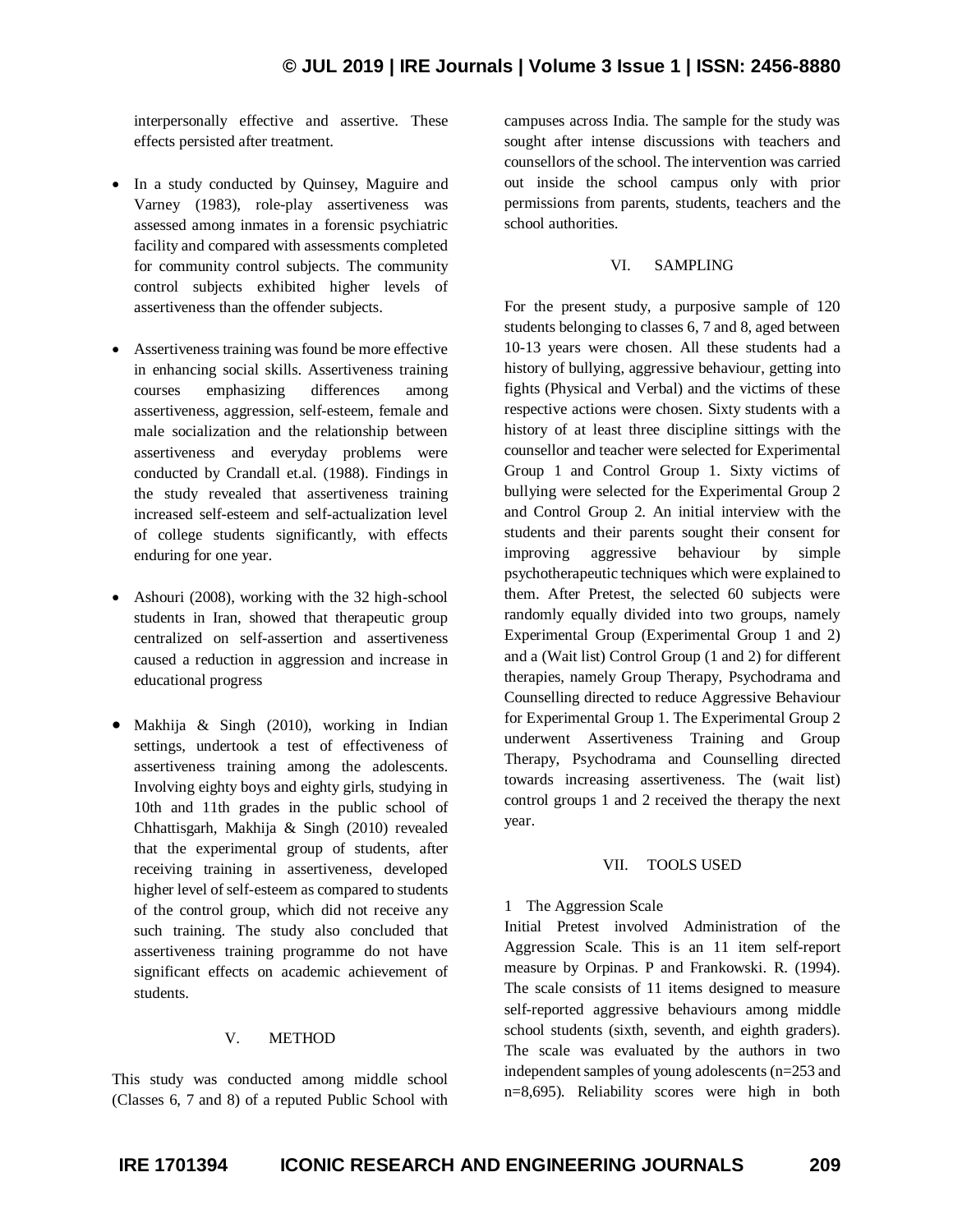interpersonally effective and assertive. These effects persisted after treatment.

- In a study conducted by Quinsey, Maguire and Varney (1983), role-play assertiveness was assessed among inmates in a forensic psychiatric facility and compared with assessments completed for community control subjects. The community control subjects exhibited higher levels of assertiveness than the offender subjects.

- Assertiveness training was found be more effective in enhancing social skills. Assertiveness training courses emphasizing differences among assertiveness, aggression, self-esteem, female and male socialization and the relationship between assertiveness and everyday problems were conducted by Crandall et.al. (1988). Findings in the study revealed that assertiveness training increased self-esteem and self-actualization level of college students significantly, with effects enduring for one year.

- Ashouri (2008), working with the 32 high-school students in Iran, showed that therapeutic group centralized on self-assertion and assertiveness caused a reduction in aggression and increase in educational progress

- Makhija & Singh (2010), working in Indian settings, undertook a test of effectiveness of assertiveness training among the adolescents. Involving eighty boys and eighty girls, studying in 10th and 11th grades in the public school of Chhattisgarh, Makhija & Singh (2010) revealed that the experimental group of students, after receiving training in assertiveness, developed higher level of self-esteem as compared to students of the control group, which did not receive any such training. The study also concluded that assertiveness training programme do not have significant effects on academic achievement of students.

## V. METHOD

This study was conducted among middle school (Classes 6, 7 and 8) of a reputed Public School with campuses across India. The sample for the study was sought after intense discussions with teachers and counsellors of the school. The intervention was carried out inside the school campus only with prior permissions from parents, students, teachers and the school authorities.

## VI. SAMPLING

For the present study, a purposive sample of 120 students belonging to classes 6, 7 and 8, aged between 10-13 years were chosen. All these students had a history of bullying, aggressive behaviour, getting into fights (Physical and Verbal) and the victims of these respective actions were chosen. Sixty students with a history of at least three discipline sittings with the counsellor and teacher were selected for Experimental Group 1 and Control Group 1. Sixty victims of bullying were selected for the Experimental Group 2 and Control Group 2. An initial interview with the students and their parents sought their consent for improving aggressive behaviour by simple psychotherapeutic techniques which were explained to them. After Pretest, the selected 60 subjects were randomly equally divided into two groups, namely Experimental Group (Experimental Group 1 and 2) and a (Wait list) Control Group (1 and 2) for different therapies, namely Group Therapy, Psychodrama and Counselling directed to reduce Aggressive Behaviour for Experimental Group 1. The Experimental Group 2 underwent Assertiveness Training and Group Therapy, Psychodrama and Counselling directed towards increasing assertiveness. The (wait list) control groups 1 and 2 received the therapy the next year.

## VII. TOOLS USED

1 The Aggression Scale

Initial Pretest involved Administration of the Aggression Scale. This is an 11 item self-report measure by Orpinas. P and Frankowski. R. (1994). The scale consists of 11 items designed to measure self-reported aggressive behaviours among middle school students (sixth, seventh, and eighth graders). The scale was evaluated by the authors in two independent samples of young adolescents (n=253 and n=8,695). Reliability scores were high in both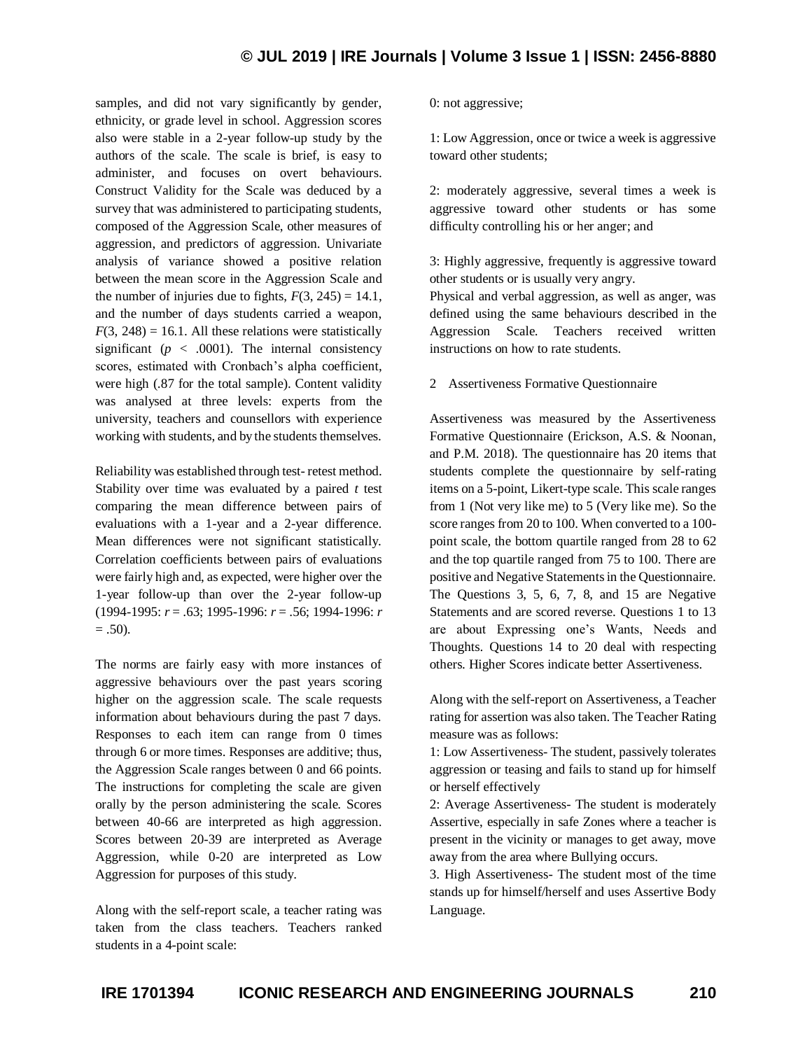samples, and did not vary significantly by gender, ethnicity, or grade level in school. Aggression scores also were stable in a 2-year follow-up study by the authors of the scale. The scale is brief, is easy to administer, and focuses on overt behaviours. Construct Validity for the Scale was deduced by a survey that was administered to participating students, composed of the Aggression Scale, other measures of aggression, and predictors of aggression. Univariate analysis of variance showed a positive relation between the mean score in the Aggression Scale and the number of injuries due to fights, $F(3, 245) = 14.1$, and the number of days students carried a weapon, $F(3, 248) = 16.1$. All these relations were statistically significant ($p < .0001$). The internal consistency scores, estimated with Cronbach's alpha coefficient, were high (.87 for the total sample). Content validity was analysed at three levels: experts from the university, teachers and counsellors with experience working with students, and by the students themselves.

Reliability was established through test- retest method. Stability over time was evaluated by a paired *t* test comparing the mean difference between pairs of evaluations with a 1-year and a 2-year difference. Mean differences were not significant statistically. Correlation coefficients between pairs of evaluations were fairly high and, as expected, were higher over the 1-year follow-up than over the 2-year follow-up (1994-1995: $r = .63$; 1995-1996: $r = .56$; 1994-1996: $r = .50$).

The norms are fairly easy with more instances of aggressive behaviours over the past years scoring higher on the aggression scale. The scale requests information about behaviours during the past 7 days. Responses to each item can range from 0 times through 6 or more times. Responses are additive; thus, the Aggression Scale ranges between 0 and 66 points. The instructions for completing the scale are given orally by the person administering the scale. Scores between 40-66 are interpreted as high aggression. Scores between 20-39 are interpreted as Average Aggression, while 0-20 are interpreted as Low Aggression for purposes of this study.

Along with the self-report scale, a teacher rating was taken from the class teachers. Teachers ranked students in a 4-point scale:

0: not aggressive;

1: Low Aggression, once or twice a week is aggressive toward other students;

2: moderately aggressive, several times a week is aggressive toward other students or has some difficulty controlling his or her anger; and

3: Highly aggressive, frequently is aggressive toward other students or is usually very angry.

Physical and verbal aggression, as well as anger, was defined using the same behaviours described in the Aggression Scale. Teachers received written instructions on how to rate students.

2 Assertiveness Formative Questionnaire

Assertiveness was measured by the Assertiveness Formative Questionnaire (Erickson, A.S. & Noonan, and P.M. 2018). The questionnaire has 20 items that students complete the questionnaire by self-rating items on a 5-point, Likert-type scale. This scale ranges from 1 (Not very like me) to 5 (Very like me). So the score ranges from 20 to 100. When converted to a 100-point scale, the bottom quartile ranged from 28 to 62 and the top quartile ranged from 75 to 100. There are positive and Negative Statements in the Questionnaire. The Questions 3, 5, 6, 7, 8, and 15 are Negative Statements and are scored reverse. Questions 1 to 13 are about Expressing one's Wants, Needs and Thoughts. Questions 14 to 20 deal with respecting others. Higher Scores indicate better Assertiveness.

Along with the self-report on Assertiveness, a Teacher rating for assertion was also taken. The Teacher Rating measure was as follows:

1: Low Assertiveness- The student, passively tolerates aggression or teasing and fails to stand up for himself or herself effectively

2: Average Assertiveness- The student is moderately Assertive, especially in safe Zones where a teacher is present in the vicinity or manages to get away, move away from the area where Bullying occurs.

3. High Assertiveness- The student most of the time stands up for himself/herself and uses Assertive Body Language.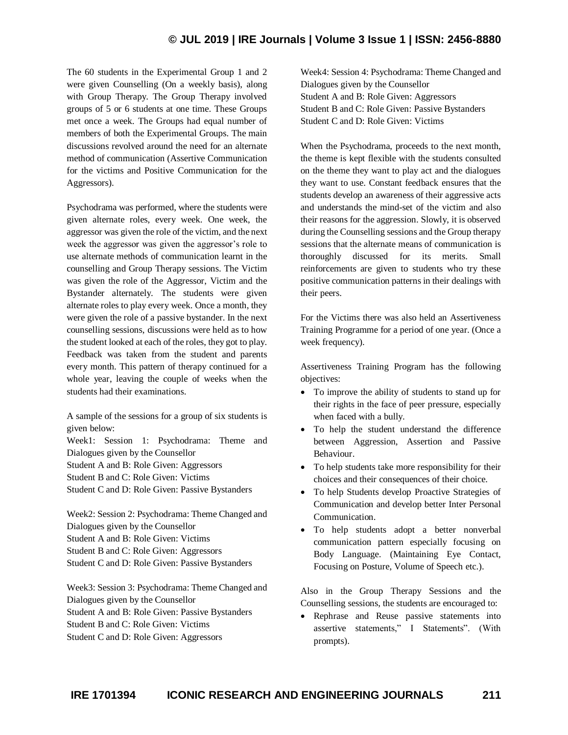The 60 students in the Experimental Group 1 and 2 were given Counselling (On a weekly basis), along with Group Therapy. The Group Therapy involved groups of 5 or 6 students at one time. These Groups met once a week. The Groups had equal number of members of both the Experimental Groups. The main discussions revolved around the need for an alternate method of communication (Assertive Communication for the victims and Positive Communication for the Aggressors).

Psychodrama was performed, where the students were given alternate roles, every week. One week, the aggressor was given the role of the victim, and the next week the aggressor was given the aggressor's role to use alternate methods of communication learnt in the counselling and Group Therapy sessions. The Victim was given the role of the Aggressor, Victim and the Bystander alternately. The students were given alternate roles to play every week. Once a month, they were given the role of a passive bystander. In the next counselling sessions, discussions were held as to how the student looked at each of the roles, they got to play. Feedback was taken from the student and parents every month. This pattern of therapy continued for a whole year, leaving the couple of weeks when the students had their examinations.

A sample of the sessions for a group of six students is given below:

Week1: Session 1: Psychodrama: Theme and Dialogues given by the Counsellor
Student A and B: Role Given: Aggressors
Student B and C: Role Given: Victims
Student C and D: Role Given: Passive Bystanders

Week2: Session 2: Psychodrama: Theme Changed and Dialogues given by the Counsellor
Student A and B: Role Given: Victims
Student B and C: Role Given: Aggressors
Student C and D: Role Given: Passive Bystanders

Week3: Session 3: Psychodrama: Theme Changed and Dialogues given by the Counsellor
Student A and B: Role Given: Passive Bystanders
Student B and C: Role Given: Victims
Student C and D: Role Given: Aggressors

Week4: Session 4: Psychodrama: Theme Changed and Dialogues given by the Counsellor
Student A and B: Role Given: Aggressors
Student B and C: Role Given: Passive Bystanders
Student C and D: Role Given: Victims

When the Psychodrama, proceeds to the next month, the theme is kept flexible with the students consulted on the theme they want to play act and the dialogues they want to use. Constant feedback ensures that the students develop an awareness of their aggressive acts and understands the mind-set of the victim and also their reasons for the aggression. Slowly, it is observed during the Counselling sessions and the Group therapy sessions that the alternate means of communication is thoroughly discussed for its merits. Small reinforcements are given to students who try these positive communication patterns in their dealings with their peers.

For the Victims there was also held an Assertiveness Training Programme for a period of one year. (Once a week frequency).

Assertiveness Training Program has the following objectives:

- To improve the ability of students to stand up for their rights in the face of peer pressure, especially when faced with a bully.
- To help the student understand the difference between Aggression, Assertion and Passive Behaviour.
- To help students take more responsibility for their choices and their consequences of their choice.
- To help Students develop Proactive Strategies of Communication and develop better Inter Personal Communication.
- To help students adopt a better nonverbal communication pattern especially focusing on Body Language. (Maintaining Eye Contact, Focusing on Posture, Volume of Speech etc.).

Also in the Group Therapy Sessions and the Counselling sessions, the students are encouraged to:

- Rephrase and Reuse passive statements into assertive statements," I Statements". (With prompts).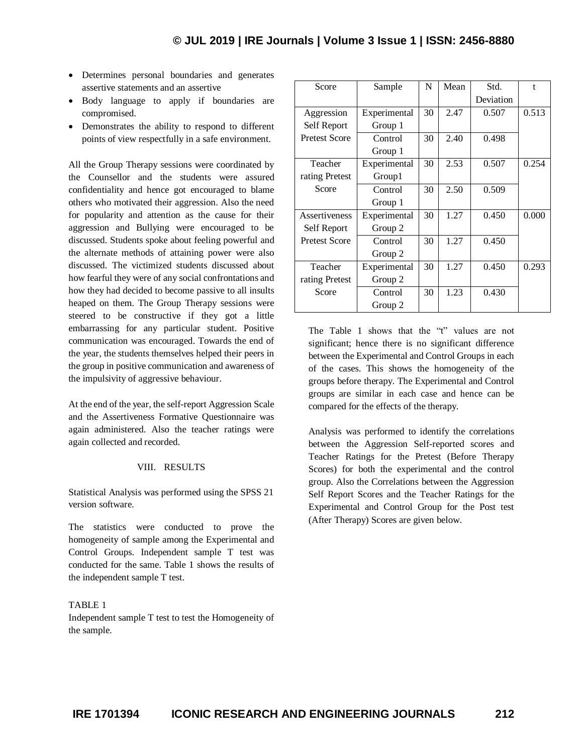- Determines personal boundaries and generates assertive statements and an assertive
- Body language to apply if boundaries are compromised.
- Demonstrates the ability to respond to different points of view respectfully in a safe environment.

All the Group Therapy sessions were coordinated by the Counsellor and the students were assured confidentiality and hence got encouraged to blame others who motivated their aggression. Also the need for popularity and attention as the cause for their aggression and Bullying were encouraged to be discussed. Students spoke about feeling powerful and the alternate methods of attaining power were also discussed. The victimized students discussed about how fearful they were of any social confrontations and how they had decided to become passive to all insults heaped on them. The Group Therapy sessions were steered to be constructive if they got a little embarrassing for any particular student. Positive communication was encouraged. Towards the end of the year, the students themselves helped their peers in the group in positive communication and awareness of the impulsivity of aggressive behaviour.

At the end of the year, the self-report Aggression Scale and the Assertiveness Formative Questionnaire was again administered. Also the teacher ratings were again collected and recorded.

## VIII. RESULTS

Statistical Analysis was performed using the SPSS 21 version software.

The statistics were conducted to prove the homogeneity of sample among the Experimental and Control Groups. Independent sample T test was conducted for the same. Table 1 shows the results of the independent sample T test.

TABLE 1
Independent sample T test to test the Homogeneity of the sample.

| Score | Sample | N | Mean | Std. Deviation | t |
|---|---|---|---|---|---|
| Aggression Self Report Pretest Score | Experimental Group 1 | 30 | 2.47 | 0.507 | 0.513 |
| | Control Group 1 | 30 | 2.40 | 0.498 | |
| Teacher rating Pretest Score | Experimental Group1 | 30 | 2.53 | 0.507 | 0.254 |
| | Control Group 1 | 30 | 2.50 | 0.509 | |
| Assertiveness Self Report Pretest Score | Experimental Group 2 | 30 | 1.27 | 0.450 | 0.000 |
| | Control Group 2 | 30 | 1.27 | 0.450 | |
| Teacher rating Pretest Score | Experimental Group 2 | 30 | 1.27 | 0.450 | 0.293 |
| | Control Group 2 | 30 | 1.23 | 0.430 | |

The Table 1 shows that the "t" values are not significant; hence there is no significant difference between the Experimental and Control Groups in each of the cases. This shows the homogeneity of the groups before therapy. The Experimental and Control groups are similar in each case and hence can be compared for the effects of the therapy.

Analysis was performed to identify the correlations between the Aggression Self-reported scores and Teacher Ratings for the Pretest (Before Therapy Scores) for both the experimental and the control group. Also the Correlations between the Aggression Self Report Scores and the Teacher Ratings for the Experimental and Control Group for the Post test (After Therapy) Scores are given below.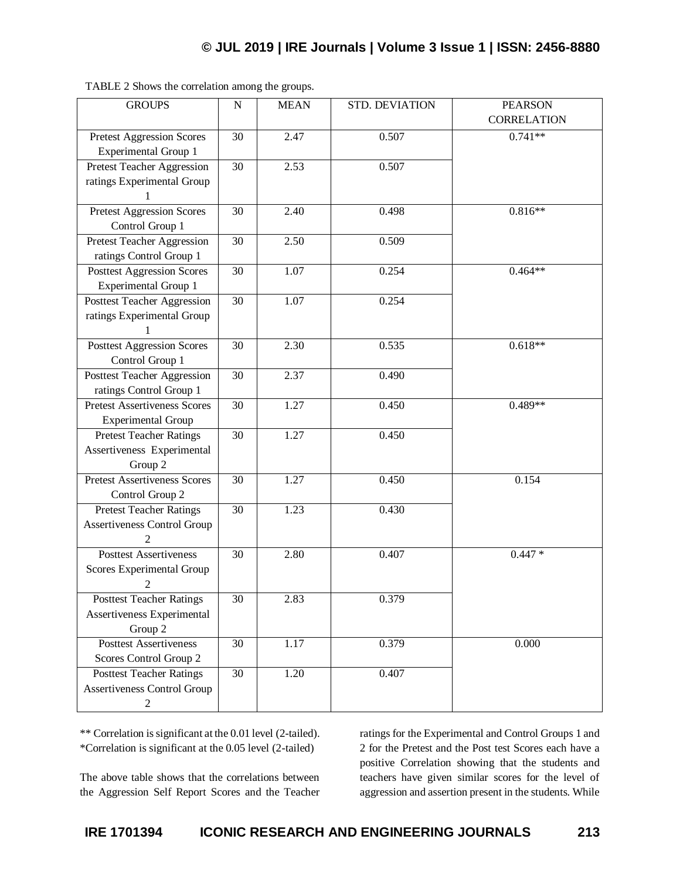TABLE 2 Shows the correlation among the groups.

| GROUPS | N | MEAN | STD. DEVIATION | PEARSON CORRELATION |
|---|---|---|---|---|
| Pretest Aggression Scores Experimental Group 1 | 30 | 2.47 | 0.507 | 0.741** |
| Pretest Teacher Aggression ratings Experimental Group 1 | 30 | 2.53 | 0.507 | |
| Pretest Aggression Scores Control Group 1 | 30 | 2.40 | 0.498 | 0.816** |
| Pretest Teacher Aggression ratings Control Group 1 | 30 | 2.50 | 0.509 | |
| Posttest Aggression Scores Experimental Group 1 | 30 | 1.07 | 0.254 | 0.464** |
| Posttest Teacher Aggression ratings Experimental Group 1 | 30 | 1.07 | 0.254 | |
| Posttest Aggression Scores Control Group 1 | 30 | 2.30 | 0.535 | 0.618** |
| Posttest Teacher Aggression ratings Control Group 1 | 30 | 2.37 | 0.490 | |
| Pretest Assertiveness Scores Experimental Group | 30 | 1.27 | 0.450 | 0.489** |
| Pretest Teacher Ratings Assertiveness Experimental Group 2 | 30 | 1.27 | 0.450 | |
| Pretest Assertiveness Scores Control Group 2 | 30 | 1.27 | 0.450 | 0.154 |
| Pretest Teacher Ratings Assertiveness Control Group 2 | 30 | 1.23 | 0.430 | |
| Posttest Assertiveness Scores Experimental Group 2 | 30 | 2.80 | 0.407 | 0.447 * |
| Posttest Teacher Ratings Assertiveness Experimental Group 2 | 30 | 2.83 | 0.379 | |
| Posttest Assertiveness Scores Control Group 2 | 30 | 1.17 | 0.379 | 0.000 |
| Posttest Teacher Ratings Assertiveness Control Group 2 | 30 | 1.20 | 0.407 | |

** Correlation is significant at the 0.01 level (2-tailed).
*Correlation is significant at the 0.05 level (2-tailed)

The above table shows that the correlations between the Aggression Self Report Scores and the Teacher ratings for the Experimental and Control Groups 1 and 2 for the Pretest and the Post test Scores each have a positive Correlation showing that the students and teachers have given similar scores for the level of aggression and assertion present in the students. While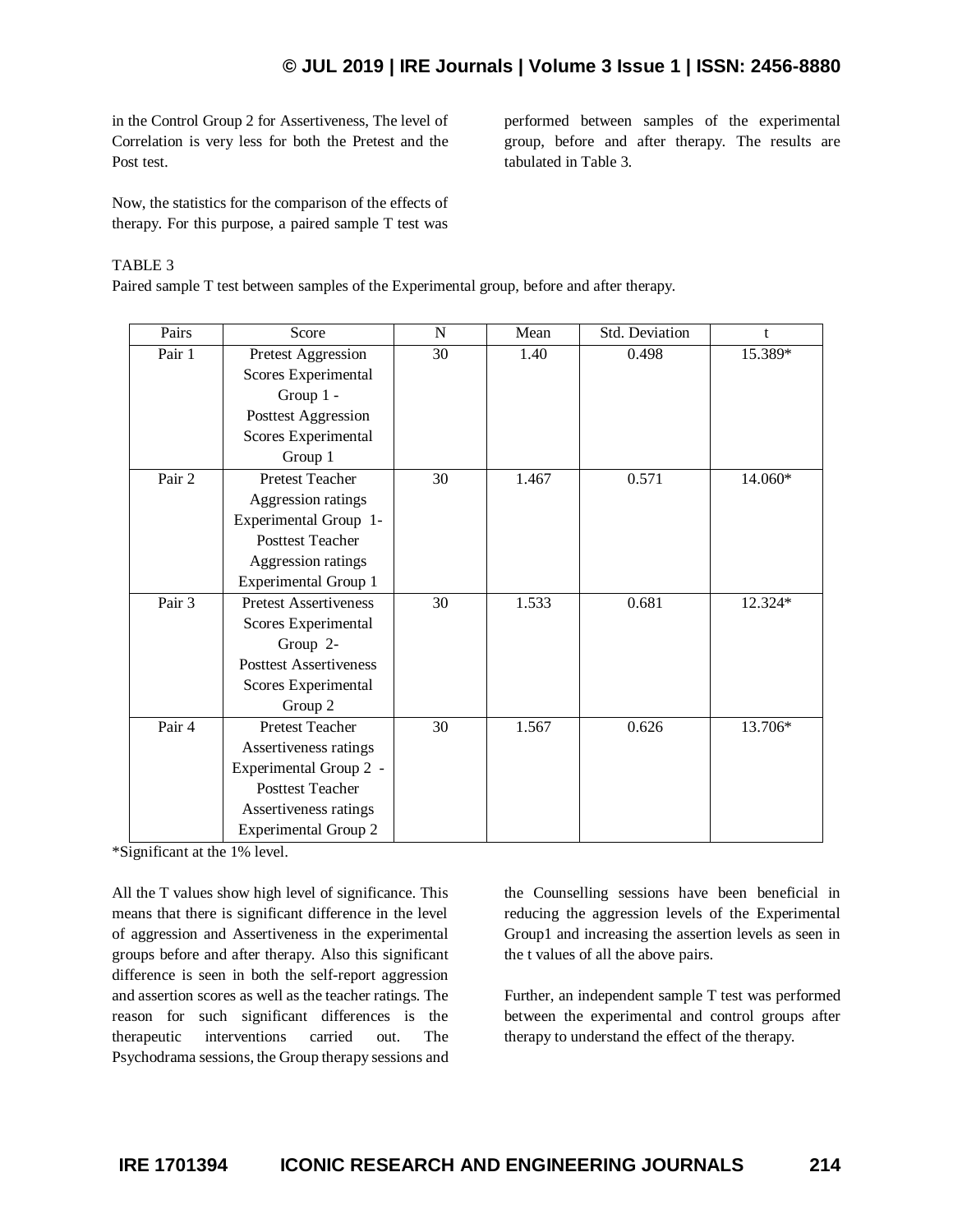in the Control Group 2 for Assertiveness, The level of Correlation is very less for both the Pretest and the Post test.

Now, the statistics for the comparison of the effects of therapy. For this purpose, a paired sample T test was performed between samples of the experimental group, before and after therapy. The results are tabulated in Table 3.

TABLE 3

Paired sample T test between samples of the Experimental group, before and after therapy.

| Pairs | Score | N | Mean | Std. Deviation | t |
|---|---|---|---|---|---|
| Pair 1 | Pretest Aggression Scores Experimental Group 1 - Posttest Aggression Scores Experimental Group 1 | 30 | 1.40 | 0.498 | 15.389* |
| Pair 2 | Pretest Teacher Aggression ratings Experimental Group 1- Posttest Teacher Aggression ratings Experimental Group 1 | 30 | 1.467 | 0.571 | 14.060* |
| Pair 3 | Pretest Assertiveness Scores Experimental Group 2- Posttest Assertiveness Scores Experimental Group 2 | 30 | 1.533 | 0.681 | 12.324* |
| Pair 4 | Pretest Teacher Assertiveness ratings Experimental Group 2 - Posttest Teacher Assertiveness ratings Experimental Group 2 | 30 | 1.567 | 0.626 | 13.706* |

*Significant at the 1% level.

All the T values show high level of significance. This means that there is significant difference in the level of aggression and Assertiveness in the experimental groups before and after therapy. Also this significant difference is seen in both the self-report aggression and assertion scores as well as the teacher ratings. The reason for such significant differences is the therapeutic interventions carried out. The Psychodrama sessions, the Group therapy sessions and the Counselling sessions have been beneficial in reducing the aggression levels of the Experimental Group1 and increasing the assertion levels as seen in the t values of all the above pairs.

Further, an independent sample T test was performed between the experimental and control groups after therapy to understand the effect of the therapy.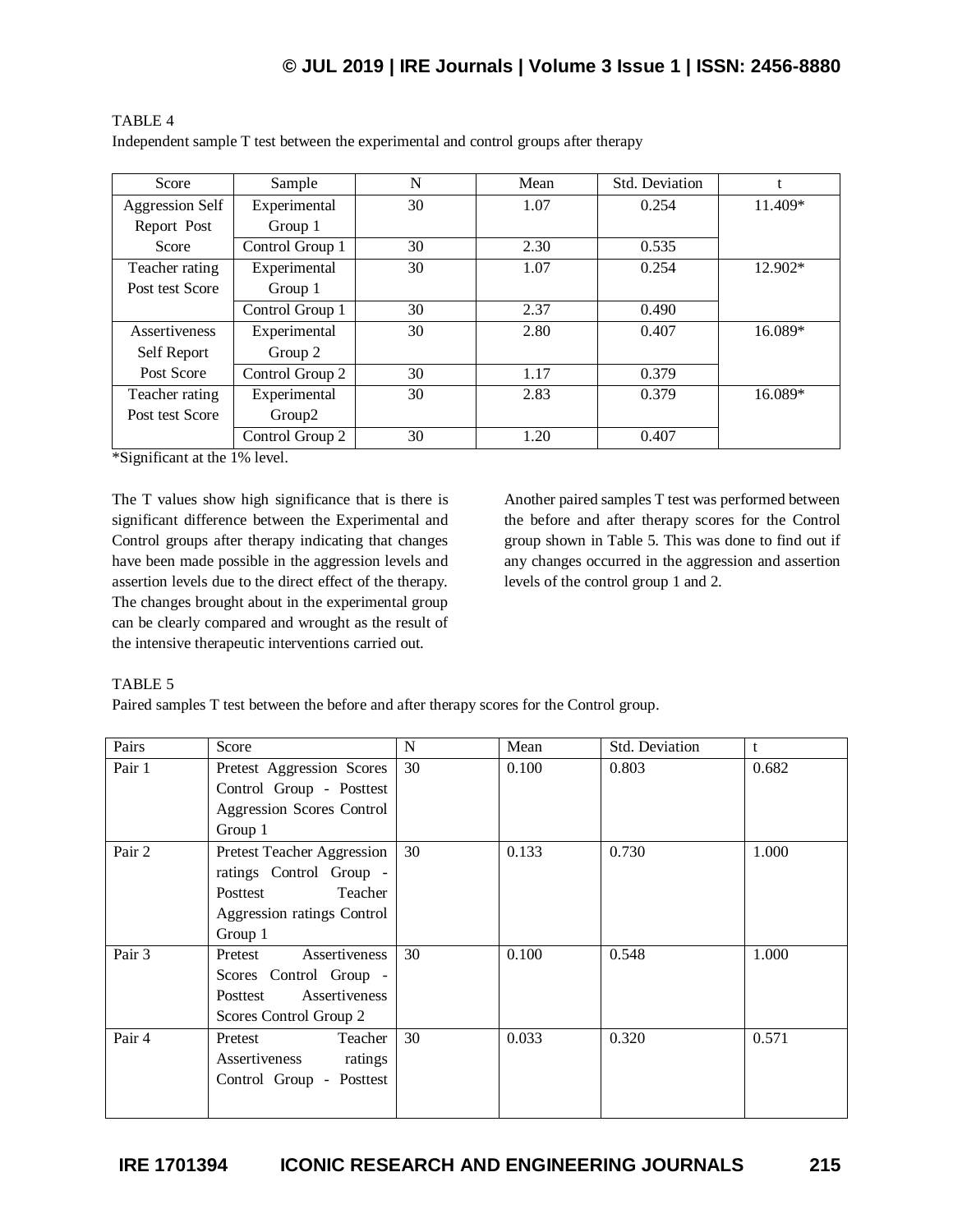TABLE 4

Independent sample T test between the experimental and control groups after therapy

| Score | Sample | N | Mean | Std. Deviation | t |
|---|---|---|---|---|---|
| Aggression Self Report Post Score | Experimental Group 1 | 30 | 1.07 | 0.254 | 11.409* |
| | Control Group 1 | 30 | 2.30 | 0.535 | |
| Teacher rating Post test Score | Experimental Group 1 | 30 | 1.07 | 0.254 | 12.902* |
| | Control Group 1 | 30 | 2.37 | 0.490 | |
| Assertiveness Self Report Post Score | Experimental Group 2 | 30 | 2.80 | 0.407 | 16.089* |
| | Control Group 2 | 30 | 1.17 | 0.379 | |
| Teacher rating Post test Score | Experimental Group2 | 30 | 2.83 | 0.379 | 16.089* |
| | Control Group 2 | 30 | 1.20 | 0.407 | |

*Significant at the 1% level.

The T values show high significance that is there is significant difference between the Experimental and Control groups after therapy indicating that changes have been made possible in the aggression levels and assertion levels due to the direct effect of the therapy. The changes brought about in the experimental group can be clearly compared and wrought as the result of the intensive therapeutic interventions carried out.

Another paired samples T test was performed between the before and after therapy scores for the Control group shown in Table 5. This was done to find out if any changes occurred in the aggression and assertion levels of the control group 1 and 2.

TABLE 5

Paired samples T test between the before and after therapy scores for the Control group.

| Pairs | Score | N | Mean | Std. Deviation | t |
|---|---|---|---|---|---|
| Pair 1 | Pretest Aggression Scores Control Group - Posttest Aggression Scores Control Group 1 | 30 | 0.100 | 0.803 | 0.682 |
| Pair 2 | Pretest Teacher Aggression ratings Control Group - Posttest Teacher Aggression ratings Control Group 1 | 30 | 0.133 | 0.730 | 1.000 |
| Pair 3 | Pretest Assertiveness Scores Control Group - Posttest Assertiveness Scores Control Group 2 | 30 | 0.100 | 0.548 | 1.000 |
| Pair 4 | Pretest Teacher Assertiveness ratings Control Group - Posttest | 30 | 0.033 | 0.320 | 0.571 |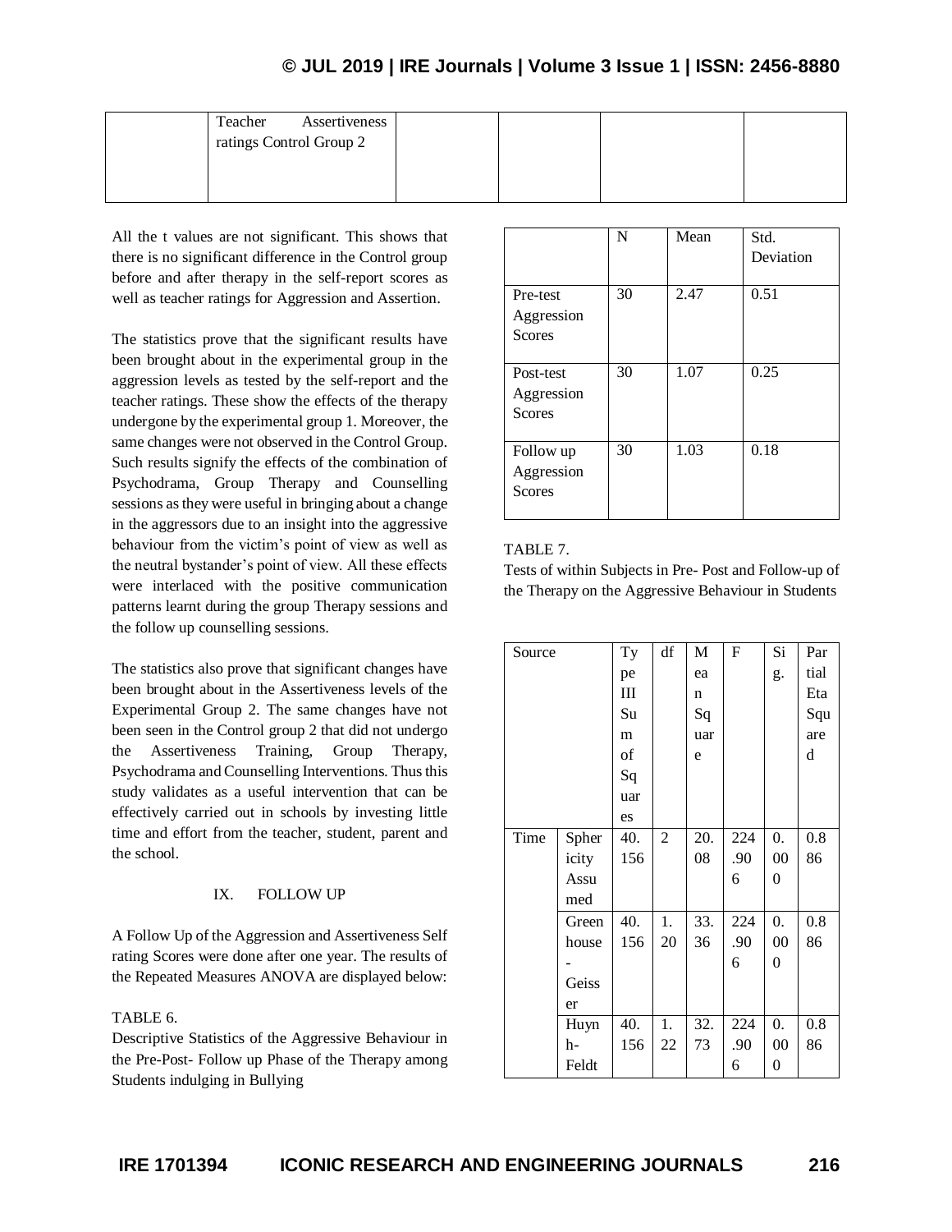|  | Teacher Assertiveness ratings Control Group 2 |  |  |  |  |
|---|---|---|---|---|---|

All the t values are not significant. This shows that there is no significant difference in the Control group before and after therapy in the self-report scores as well as teacher ratings for Aggression and Assertion.

The statistics prove that the significant results have been brought about in the experimental group in the aggression levels as tested by the self-report and the teacher ratings. These show the effects of the therapy undergone by the experimental group 1. Moreover, the same changes were not observed in the Control Group. Such results signify the effects of the combination of Psychodrama, Group Therapy and Counselling sessions as they were useful in bringing about a change in the aggressors due to an insight into the aggressive behaviour from the victim's point of view as well as the neutral bystander's point of view. All these effects were interlaced with the positive communication patterns learnt during the group Therapy sessions and the follow up counselling sessions.

The statistics also prove that significant changes have been brought about in the Assertiveness levels of the Experimental Group 2. The same changes have not been seen in the Control group 2 that did not undergo the Assertiveness Training, Group Therapy, Psychodrama and Counselling Interventions. Thus this study validates as a useful intervention that can be effectively carried out in schools by investing little time and effort from the teacher, student, parent and the school.

## IX. FOLLOW UP

A Follow Up of the Aggression and Assertiveness Self rating Scores were done after one year. The results of the Repeated Measures ANOVA are displayed below:

TABLE 6.
Descriptive Statistics of the Aggressive Behaviour in the Pre-Post- Follow up Phase of the Therapy among Students indulging in Bullying

|  | N | Mean | Std. Deviation |
|---|---|---|---|
| Pre-test Aggression Scores | 30 | 2.47 | 0.51 |
| Post-test Aggression Scores | 30 | 1.07 | 0.25 |
| Follow up Aggression Scores | 30 | 1.03 | 0.18 |

TABLE 7.
Tests of within Subjects in Pre- Post and Follow-up of the Therapy on the Aggressive Behaviour in Students

| Source | | Type III Sum of Squares | df | Mean Square | F | Sig. | Partial Eta Squared |
|---|---|---|---|---|---|---|---|
| Time | Sphericity Assumed | 40.156 | 2 | 20.08 | 224.906 | 0.000 | 0.886 |
| | Greenhouse-Geisser | 40.156 | 1.20 | 33.36 | 224.906 | 0.000 | 0.886 |
| | Huynh-Feldt | 40.156 | 1.22 | 32.73 | 224.906 | 0.000 | 0.886 |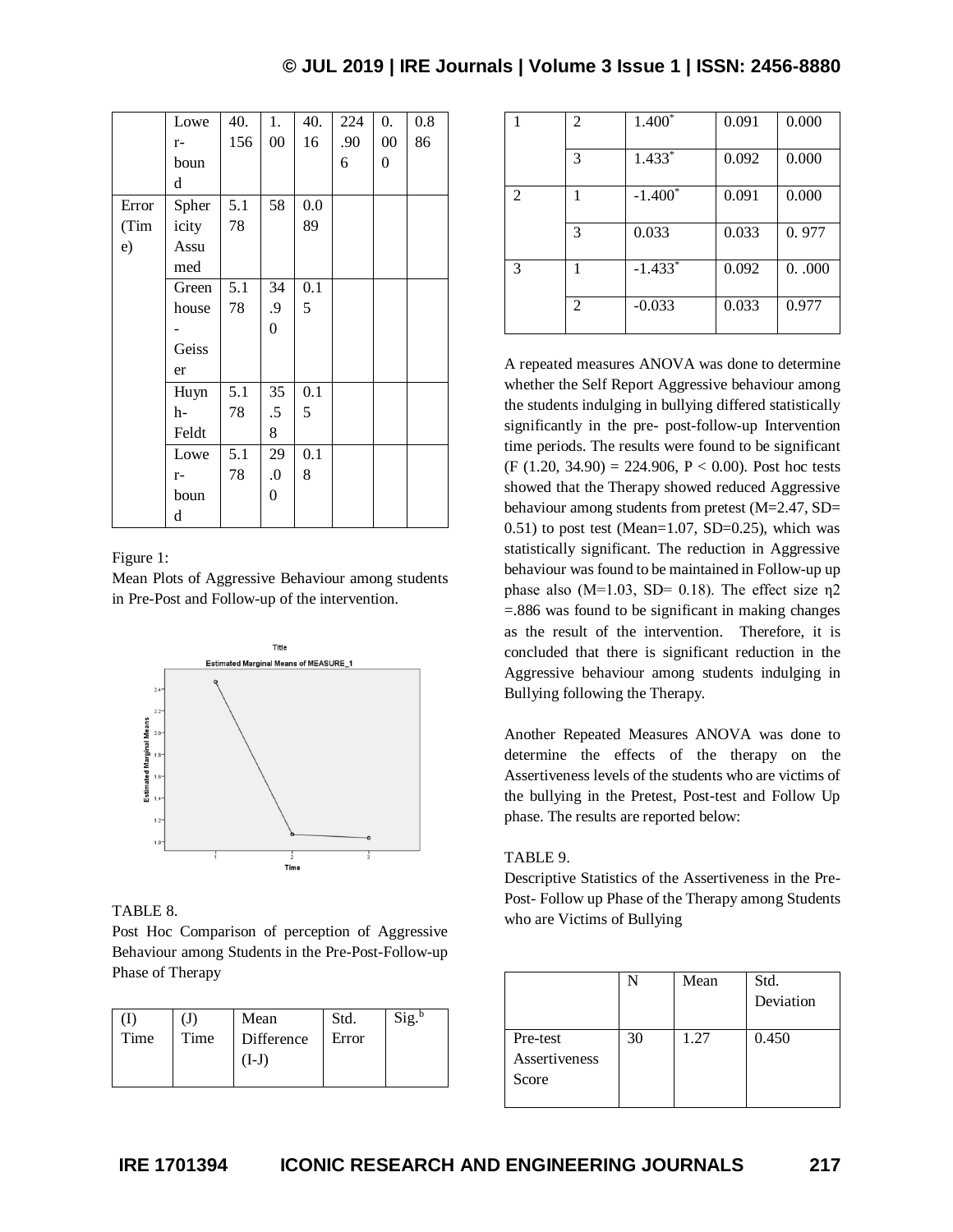| | Lower-bound | 40.156 | 1.00 | 40.16 | 224.906 | 0.000 | 0.886 |
|---|---|---|---|---|---|---|---|
| Error (Time) | Sphericity Assumed | 5.178 | 58 | 0.089 | | | |
| | Greenhouse-Geisser | 5.178 | 34.90 | 0.15 | | | |
| | Huynh-Feldt | 5.178 | 35.58 | 0.15 | | | |
| | Lower-bound | 5.178 | 29.00 | 0.18 | | | |

Figure 1:
Mean Plots of Aggressive Behaviour among students in Pre-Post and Follow-up of the intervention.

TABLE 8.
Post Hoc Comparison of perception of Aggressive Behaviour among Students in the Pre-Post-Follow-up Phase of Therapy

| (I) Time | (J) Time | Mean Difference (I-J) | Std. Error | Sig.[b] |
|---|---|---|---|---|
| 1 | 2 | 1.400* | 0.091 | 0.000 |
| | 3 | 1.433* | 0.092 | 0.000 |
| 2 | 1 | -1.400* | 0.091 | 0.000 |
| | 3 | 0.033 | 0.033 | 0. 977 |
| 3 | 1 | -1.433* | 0.092 | 0. .000 |
| | 2 | -0.033 | 0.033 | 0.977 |

A repeated measures ANOVA was done to determine whether the Self Report Aggressive behaviour among the students indulging in bullying differed statistically significantly in the pre- post-follow-up Intervention time periods. The results were found to be significant ($F$ (1.20, 34.90) = 224.906, $P < 0.00$). Post hoc tests showed that the Therapy showed reduced Aggressive behaviour among students from pretest (M=2.47, SD= 0.51) to post test (Mean=1.07, SD=0.25), which was statistically significant. The reduction in Aggressive behaviour was found to be maintained in Follow-up up phase also (M=1.03, SD= 0.18). The effect size $\eta 2$ =.886 was found to be significant in making changes as the result of the intervention. Therefore, it is concluded that there is significant reduction in the Aggressive behaviour among students indulging in Bullying following the Therapy.

Another Repeated Measures ANOVA was done to determine the effects of the therapy on the Assertiveness levels of the students who are victims of the bullying in the Pretest, Post-test and Follow Up phase. The results are reported below:

TABLE 9.
Descriptive Statistics of the Assertiveness in the Pre-Post- Follow up Phase of the Therapy among Students who are Victims of Bullying

| | N | Mean | Std. Deviation |
|---|---|---|---|
| Pre-test Assertiveness Score | 30 | 1.27 | 0.450 |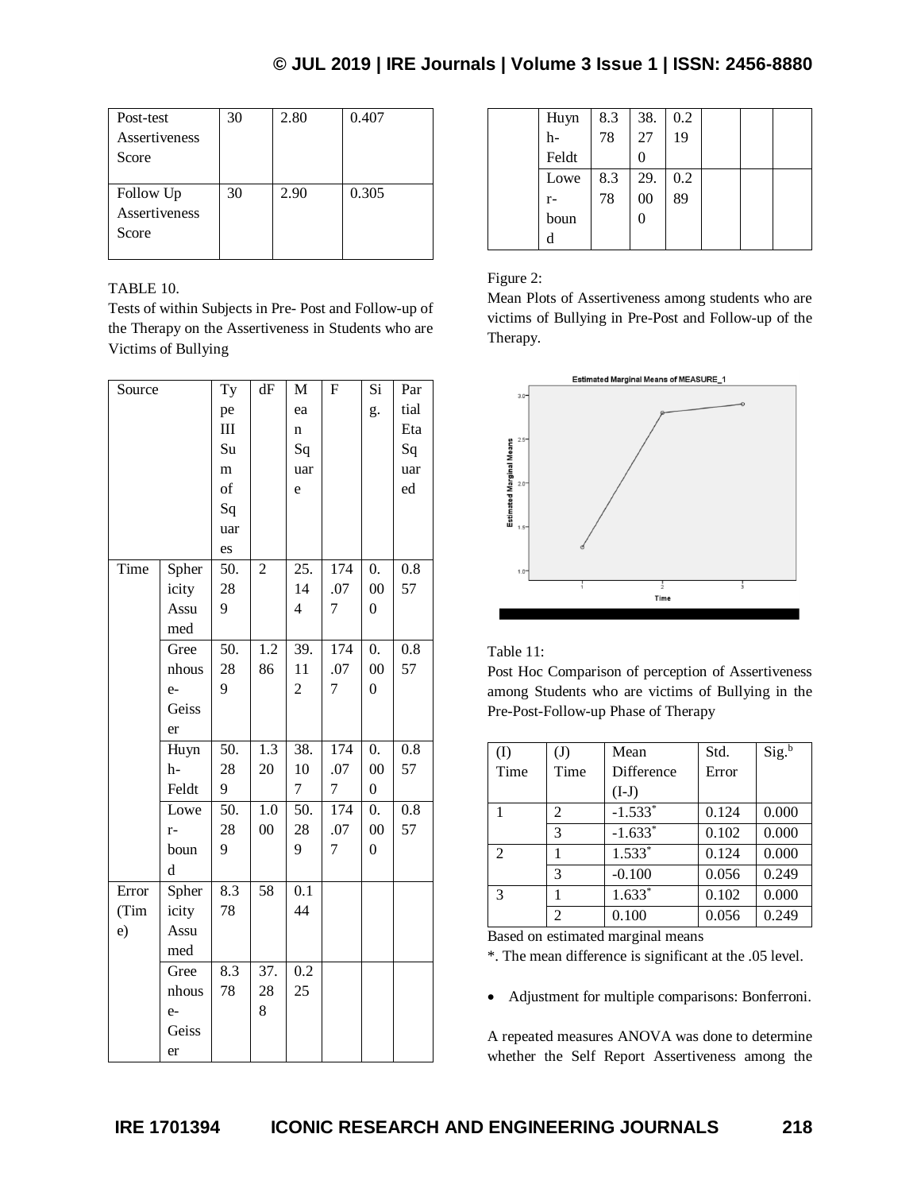| Post-test Assertiveness Score | 30 | 2.80 | 0.407 |
|---|---|---|---|
| Follow Up Assertiveness Score | 30 | 2.90 | 0.305 |

TABLE 10.
Tests of within Subjects in Pre- Post and Follow-up of the Therapy on the Assertiveness in Students who are Victims of Bullying

| Source | | Type III Sum of Squares | dF | Mean Square | F | Sig. | Partial Eta Squared |
|---|---|---|---|---|---|---|---|
| Time | Sphericity Assumed | 50.289 | 2 | 25.144 | 174.077 | 0.000 | 0.857 |
| | Greenhouse-Geisser | 50.289 | 1.286 | 39.112 | 174.077 | 0.000 | 0.857 |
| | Huynh-Feldt | 50.289 | 1.320 | 38.107 | 174.077 | 0.000 | 0.857 |
| | Lower-bound | 50.289 | 1.000 | 50.289 | 174.077 | 0.000 | 0.857 |
| Error (Time) | Sphericity Assumed | 8.378 | 58 | 0.144 | | | |
| | Greenhouse-Geisser | 8.378 | 37.288 | 0.225 | | | |
| | Huynh-Feldt | 8.378 | 38.270 | 0.219 | | | |
| | Lower-bound | 8.378 | 29.000 | 0.289 | | | |

Figure 2:
Mean Plots of Assertiveness among students who are victims of Bullying in Pre-Post and Follow-up of the Therapy.

Table 11:
Post Hoc Comparison of perception of Assertiveness among Students who are victims of Bullying in the Pre-Post-Follow-up Phase of Therapy

| (I) Time | (J) Time | Mean Difference (I-J) | Std. Error | Sig.[b] |
|---|---|---|---|---|
| 1 | 2 | -1.533* | 0.124 | 0.000 |
| | 3 | -1.633* | 0.102 | 0.000 |
| 2 | 1 | 1.533* | 0.124 | 0.000 |
| | 3 | -0.100 | 0.056 | 0.249 |
| 3 | 1 | 1.633* | 0.102 | 0.000 |
| | 2 | 0.100 | 0.056 | 0.249 |

Based on estimated marginal means

*. The mean difference is significant at the .05 level.

- Adjustment for multiple comparisons: Bonferroni.

A repeated measures ANOVA was done to determine whether the Self Report Assertiveness among the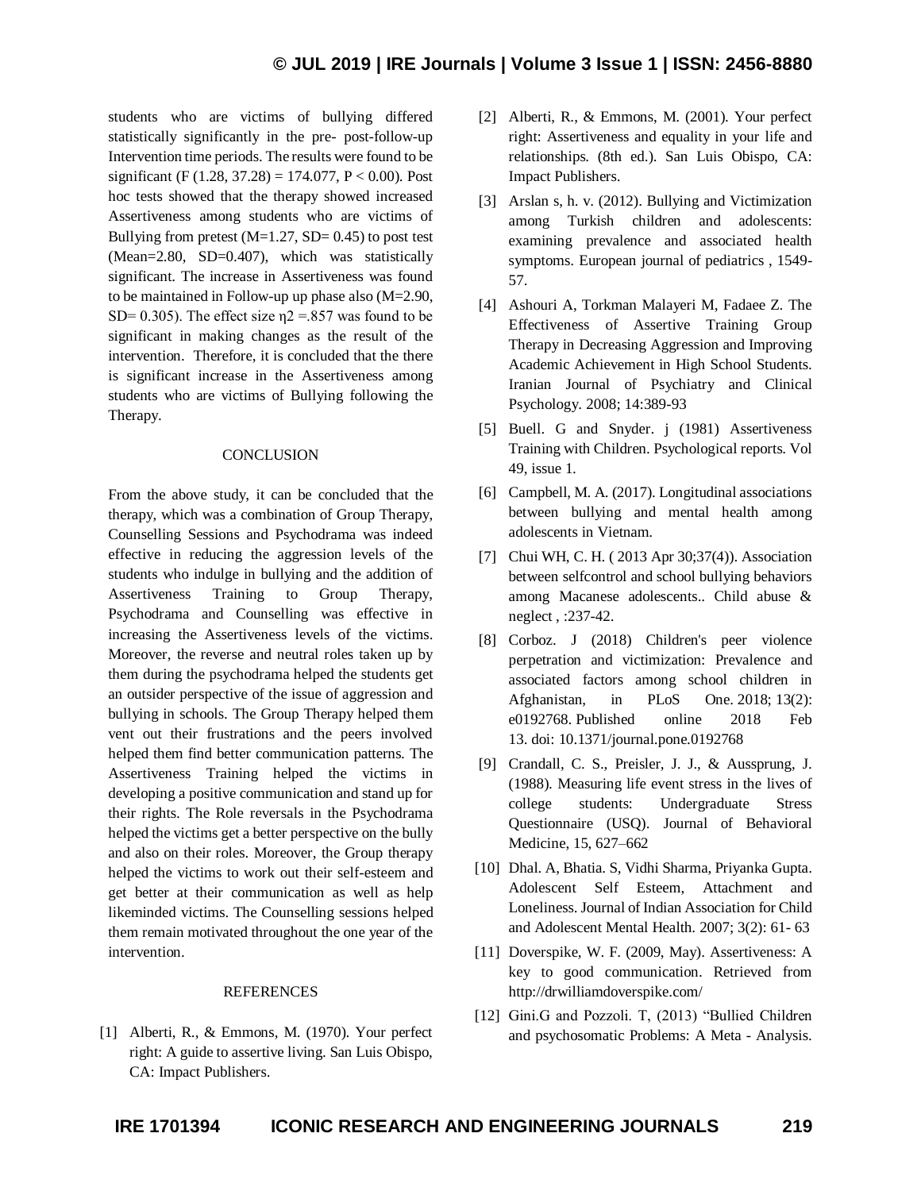students who are victims of bullying differed statistically significantly in the pre- post-follow-up Intervention time periods. The results were found to be significant ($F(1.28, 37.28) = 174.077$, $P < 0.00$). Post hoc tests showed that the therapy showed increased Assertiveness among students who are victims of Bullying from pretest ($M=1.27$, $SD= 0.45$) to post test ($Mean=2.80$, $SD=0.407$), which was statistically significant. The increase in Assertiveness was found to be maintained in Follow-up up phase also ($M=2.90$, $SD= 0.305$). The effect size $\eta 2 =.857$ was found to be significant in making changes as the result of the intervention. Therefore, it is concluded that the there is significant increase in the Assertiveness among students who are victims of Bullying following the Therapy.

## CONCLUSION

From the above study, it can be concluded that the therapy, which was a combination of Group Therapy, Counselling Sessions and Psychodrama was indeed effective in reducing the aggression levels of the students who indulge in bullying and the addition of Assertiveness Training to Group Therapy, Psychodrama and Counselling was effective in increasing the Assertiveness levels of the victims. Moreover, the reverse and neutral roles taken up by them during the psychodrama helped the students get an outsider perspective of the issue of aggression and bullying in schools. The Group Therapy helped them vent out their frustrations and the peers involved helped them find better communication patterns. The Assertiveness Training helped the victims in developing a positive communication and stand up for their rights. The Role reversals in the Psychodrama helped the victims get a better perspective on the bully and also on their roles. Moreover, the Group therapy helped the victims to work out their self-esteem and get better at their communication as well as help likeminded victims. The Counselling sessions helped them remain motivated throughout the one year of the intervention.

## REFERENCES

[1] Alberti, R., & Emmons, M. (1970). Your perfect right: A guide to assertive living. San Luis Obispo, CA: Impact Publishers.

[2] Alberti, R., & Emmons, M. (2001). Your perfect right: Assertiveness and equality in your life and relationships. (8th ed.). San Luis Obispo, CA: Impact Publishers.

[3] Arslan s, h. v. (2012). Bullying and Victimization among Turkish children and adolescents: examining prevalence and associated health symptoms. European journal of pediatrics , 1549-57.

[4] Ashouri A, Torkman Malayeri M, Fadaee Z. The Effectiveness of Assertive Training Group Therapy in Decreasing Aggression and Improving Academic Achievement in High School Students. Iranian Journal of Psychiatry and Clinical Psychology. 2008; 14:389-93

[5] Buell. G and Snyder. j (1981) Assertiveness Training with Children. Psychological reports. Vol 49, issue 1.

[6] Campbell, M. A. (2017). Longitudinal associations between bullying and mental health among adolescents in Vietnam.

[7] Chui WH, C. H. ( 2013 Apr 30;37(4)). Association between selfcontrol and school bullying behaviors among Macanese adolescents.. Child abuse & neglect , :237-42.

[8] Corboz. J (2018) Children's peer violence perpetration and victimization: Prevalence and associated factors among school children in Afghanistan, in PLoS One. 2018; 13(2): e0192768. Published online 2018 Feb 13. doi: 10.1371/journal.pone.0192768

[9] Crandall, C. S., Preisler, J. J., & Aussprung, J. (1988). Measuring life event stress in the lives of college students: Undergraduate Stress Questionnaire (USQ). Journal of Behavioral Medicine, 15, 627–662

[10] Dhal. A, Bhatia. S, Vidhi Sharma, Priyanka Gupta. Adolescent Self Esteem, Attachment and Loneliness. Journal of Indian Association for Child and Adolescent Mental Health. 2007; 3(2): 61- 63

[11] Doverspike, W. F. (2009, May). Assertiveness: A key to good communication. Retrieved from http://drwilliamdoverspike.com/

[12] Gini.G and Pozzoli. T, (2013) "Bullied Children and psychosomatic Problems: A Meta - Analysis.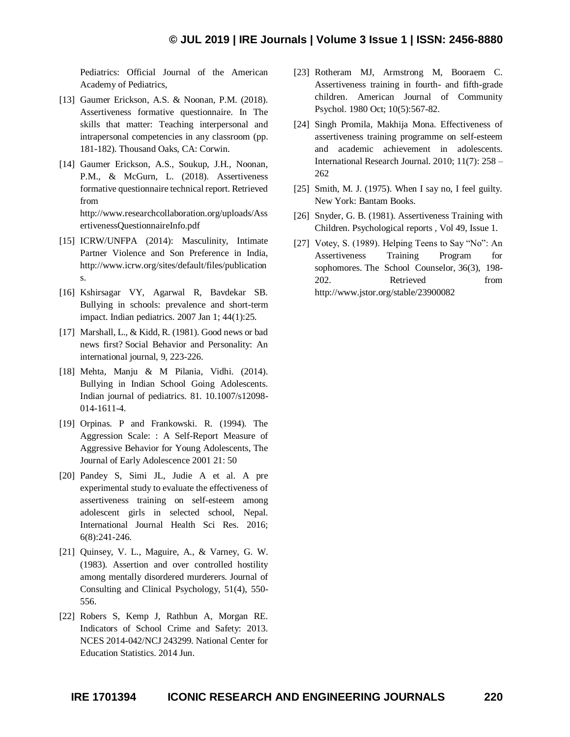Pediatrics: Official Journal of the American Academy of Pediatrics,

[13] Gaumer Erickson, A.S. & Noonan, P.M. (2018). Assertiveness formative questionnaire. In The skills that matter: Teaching interpersonal and intrapersonal competencies in any classroom (pp. 181-182). Thousand Oaks, CA: Corwin.

[14] Gaumer Erickson, A.S., Soukup, J.H., Noonan, P.M., & McGurn, L. (2018). Assertiveness formative questionnaire technical report. Retrieved from http://www.researchcollaboration.org/uploads/AssertivenessQuestionnaireInfo.pdf

[15] ICRW/UNFPA (2014): Masculinity, Intimate Partner Violence and Son Preference in India, http://www.icrw.org/sites/default/files/publications.

[16] Kshirsagar VY, Agarwal R, Bavdekar SB. Bullying in schools: prevalence and short-term impact. Indian pediatrics. 2007 Jan 1; 44(1):25.

[17] Marshall, L., & Kidd, R. (1981). Good news or bad news first? Social Behavior and Personality: An international journal, 9, 223-226.

[18] Mehta, Manju & M Pilania, Vidhi. (2014). Bullying in Indian School Going Adolescents. Indian journal of pediatrics. 81. 10.1007/s12098-014-1611-4.

[19] Orpinas. P and Frankowski. R. (1994). The Aggression Scale: : A Self-Report Measure of Aggressive Behavior for Young Adolescents, The Journal of Early Adolescence 2001 21: 50

[20] Pandey S, Simi JL, Judie A et al. A pre experimental study to evaluate the effectiveness of assertiveness training on self-esteem among adolescent girls in selected school, Nepal. International Journal Health Sci Res. 2016; 6(8):241-246.

[21] Quinsey, V. L., Maguire, A., & Varney, G. W. (1983). Assertion and over controlled hostility among mentally disordered murderers. Journal of Consulting and Clinical Psychology, 51(4), 550-556.

[22] Robers S, Kemp J, Rathbun A, Morgan RE. Indicators of School Crime and Safety: 2013. NCES 2014-042/NCJ 243299. National Center for Education Statistics. 2014 Jun.

[23] Rotheram MJ, Armstrong M, Booraem C. Assertiveness training in fourth- and fifth-grade children. American Journal of Community Psychol. 1980 Oct; 10(5):567-82.

[24] Singh Promila, Makhija Mona. Effectiveness of assertiveness training programme on self-esteem and academic achievement in adolescents. International Research Journal. 2010; 11(7): 258 – 262

[25] Smith, M. J. (1975). When I say no, I feel guilty. New York: Bantam Books.

[26] Snyder, G. B. (1981). Assertiveness Training with Children. Psychological reports , Vol 49, Issue 1.

[27] Votey, S. (1989). Helping Teens to Say "No": An Assertiveness Training Program for sophomores. The School Counselor, 36(3), 198-202. Retrieved from http://www.jstor.org/stable/23900082